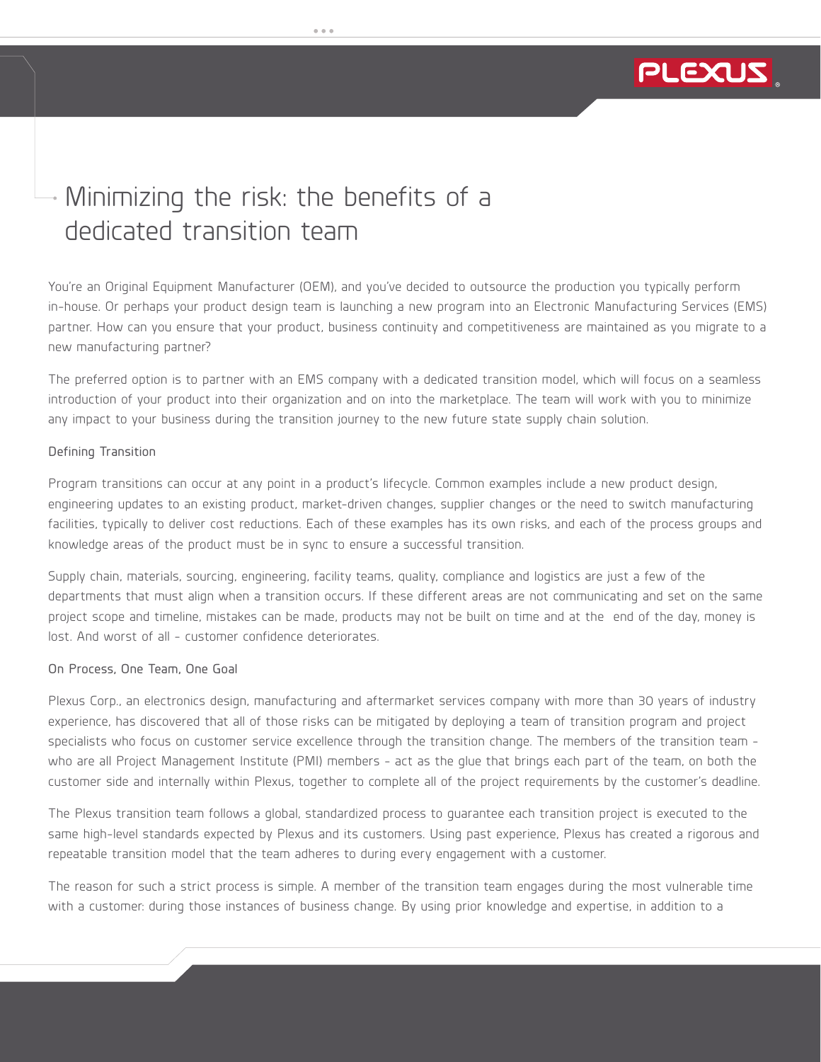# Minimizing the risk: the benefits of a dedicated transition team

You're an Original Equipment Manufacturer (OEM), and you've decided to outsource the production you typically perform in-house. Or perhaps your product design team is launching a new program into an Electronic Manufacturing Services (EMS) partner. How can you ensure that your product, business continuity and competitiveness are maintained as you migrate to a new manufacturing partner?

The preferred option is to partner with an EMS company with a dedicated transition model, which will focus on a seamless introduction of your product into their organization and on into the marketplace. The team will work with you to minimize any impact to your business during the transition journey to the new future state supply chain solution.

### Defining Transition

Program transitions can occur at any point in a product's lifecycle. Common examples include a new product design, engineering updates to an existing product, market-driven changes, supplier changes or the need to switch manufacturing facilities, typically to deliver cost reductions. Each of these examples has its own risks, and each of the process groups and knowledge areas of the product must be in sync to ensure a successful transition.

Supply chain, materials, sourcing, engineering, facility teams, quality, compliance and logistics are just a few of the departments that must align when a transition occurs. If these different areas are not communicating and set on the same project scope and timeline, mistakes can be made, products may not be built on time and at the end of the day, money is lost. And worst of all - customer confidence deteriorates.

### On Process, One Team, One Goal

Plexus Corp., an electronics design, manufacturing and aftermarket services company with more than 30 years of industry experience, has discovered that all of those risks can be mitigated by deploying a team of transition program and project specialists who focus on customer service excellence through the transition change. The members of the transition team - who are all Project Management Institute (PMI) members - act as the glue that brings each part of the team, on both the customer side and internally within Plexus, together to complete all of the project requirements by the customer's deadline.

The Plexus transition team follows a global, standardized process to guarantee each transition project is executed to the same high-level standards expected by Plexus and its customers. Using past experience, Plexus has created a rigorous and repeatable transition model that the team adheres to during every engagement with a customer.

The reason for such a strict process is simple. A member of the transition team engages during the most vulnerable time with a customer: during those instances of business change. By using prior knowledge and expertise, in addition to a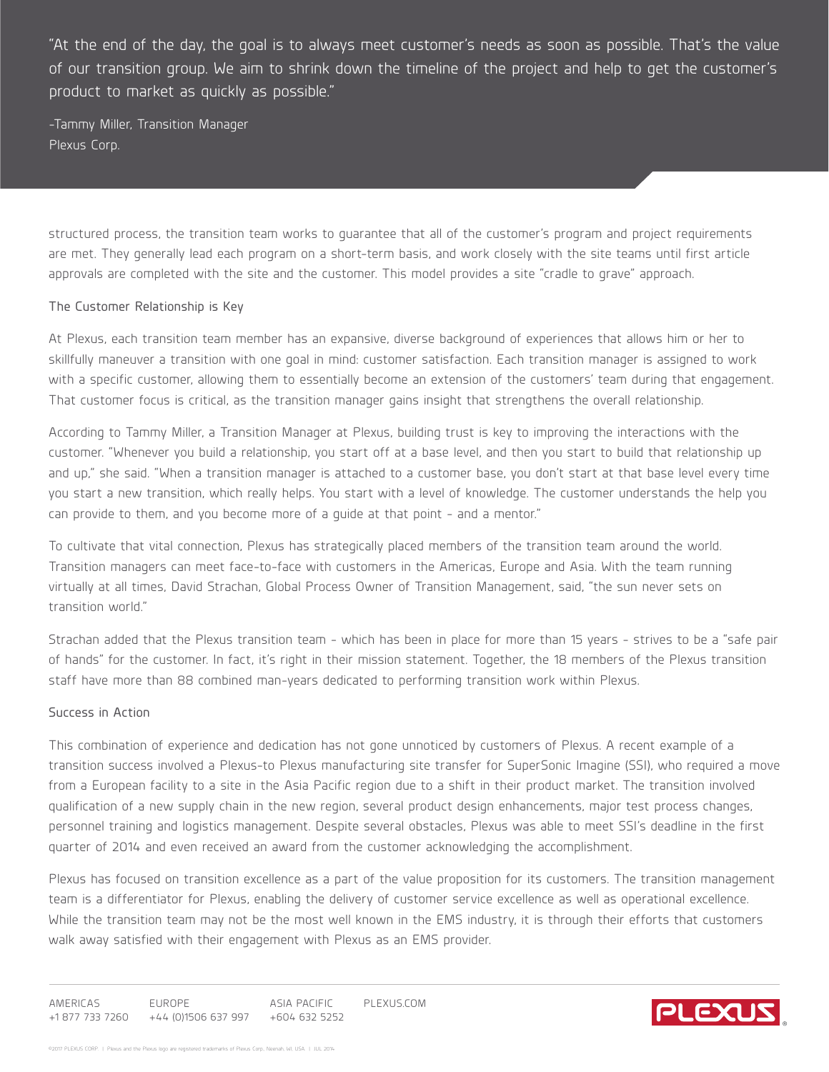"At the end of the day, the goal is to always meet customer's needs as soon as possible. That's the value of our transition group. We aim to shrink down the timeline of the project and help to get the customer's product to market as quickly as possible."

-Tammy Miller, Transition Manager
Plexus Corp.

structured process, the transition team works to guarantee that all of the customer's program and project requirements are met. They generally lead each program on a short-term basis, and work closely with the site teams until first article approvals are completed with the site and the customer. This model provides a site "cradle to grave" approach.

## The Customer Relationship is Key

At Plexus, each transition team member has an expansive, diverse background of experiences that allows him or her to skillfully maneuver a transition with one goal in mind: customer satisfaction. Each transition manager is assigned to work with a specific customer, allowing them to essentially become an extension of the customers' team during that engagement. That customer focus is critical, as the transition manager gains insight that strengthens the overall relationship.

According to Tammy Miller, a Transition Manager at Plexus, building trust is key to improving the interactions with the customer. "Whenever you build a relationship, you start off at a base level, and then you start to build that relationship up and up," she said. "When a transition manager is attached to a customer base, you don't start at that base level every time you start a new transition, which really helps. You start with a level of knowledge. The customer understands the help you can provide to them, and you become more of a guide at that point - and a mentor."

To cultivate that vital connection, Plexus has strategically placed members of the transition team around the world. Transition managers can meet face-to-face with customers in the Americas, Europe and Asia. With the team running virtually at all times, David Strachan, Global Process Owner of Transition Management, said, "the sun never sets on transition world."

Strachan added that the Plexus transition team - which has been in place for more than 15 years - strives to be a "safe pair of hands" for the customer. In fact, it's right in their mission statement. Together, the 18 members of the Plexus transition staff have more than 88 combined man-years dedicated to performing transition work within Plexus.

## Success in Action

This combination of experience and dedication has not gone unnoticed by customers of Plexus. A recent example of a transition success involved a Plexus-to Plexus manufacturing site transfer for SuperSonic Imagine (SSI), who required a move from a European facility to a site in the Asia Pacific region due to a shift in their product market. The transition involved qualification of a new supply chain in the new region, several product design enhancements, major test process changes, personnel training and logistics management. Despite several obstacles, Plexus was able to meet SSI's deadline in the first quarter of 2014 and even received an award from the customer acknowledging the accomplishment.

Plexus has focused on transition excellence as a part of the value proposition for its customers. The transition management team is a differentiator for Plexus, enabling the delivery of customer service excellence as well as operational excellence. While the transition team may not be the most well known in the EMS industry, it is through their efforts that customers walk away satisfied with their engagement with Plexus as an EMS provider.

AMERICAS +1 877 733 7260 | EUROPE +44 (0)1506 637 997 | ASIA PACIFIC +604 632 5252 | PLEXUS.COM

©2017 PLEXUS CORP. | Plexus and the Plexus logo are registered trademarks of Plexus Corp., Neenah, WI, USA | JUL 2014